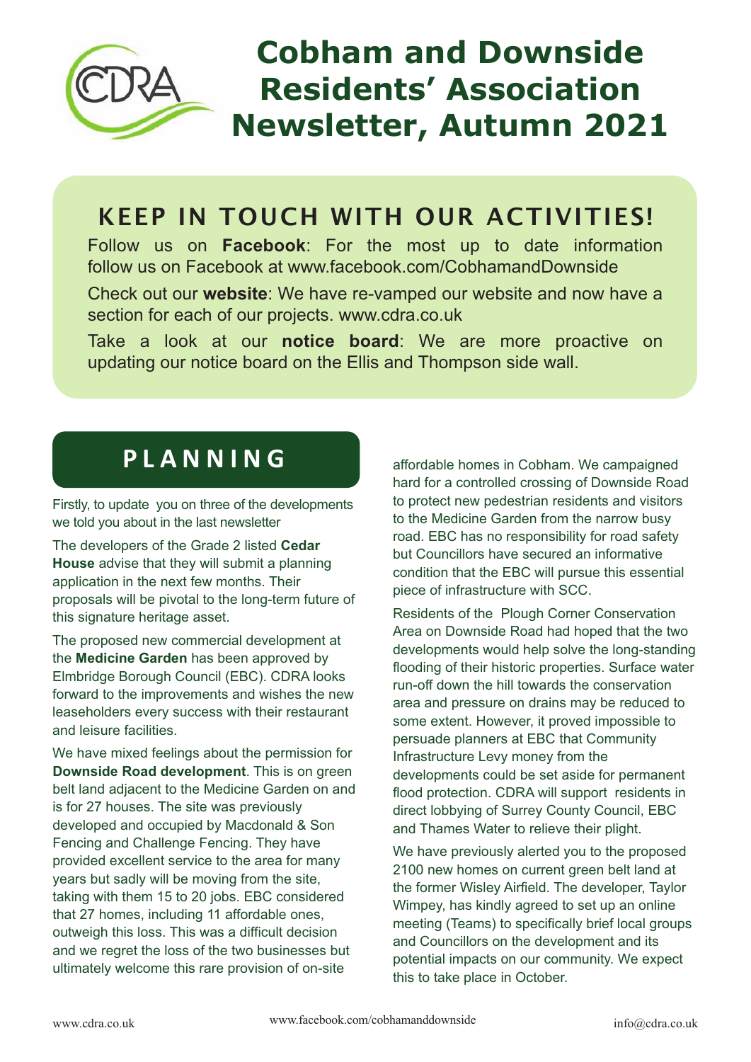# Cobham and Downside Residents' Association Newsletter, Autumn 2021

## KEEP IN TOUCH WITH OUR ACTIVITIES!

Follow us on **Facebook**: For the most up to date information follow us on Facebook at www.facebook.com/CobhamandDownside

Check out our **website**: We have re-vamped our website and now have a section for each of our projects. www.cdra.co.uk

Take a look at our **notice board**: We are more proactive on updating our notice board on the Ellis and Thompson side wall.

## PLANNING

Firstly, to update you on three of the developments we told you about in the last newsletter

The developers of the Grade 2 listed **Cedar House** advise that they will submit a planning application in the next few months. Their proposals will be pivotal to the long-term future of this signature heritage asset.

The proposed new commercial development at the **Medicine Garden** has been approved by Elmbridge Borough Council (EBC). CDRA looks forward to the improvements and wishes the new leaseholders every success with their restaurant and leisure facilities.

We have mixed feelings about the permission for **Downside Road development**. This is on green belt land adjacent to the Medicine Garden on and is for 27 houses. The site was previously developed and occupied by Macdonald & Son Fencing and Challenge Fencing. They have provided excellent service to the area for many years but sadly will be moving from the site, taking with them 15 to 20 jobs. EBC considered that 27 homes, including 11 affordable ones, outweigh this loss. This was a difficult decision and we regret the loss of the two businesses but ultimately welcome this rare provision of on-site affordable homes in Cobham. We campaigned hard for a controlled crossing of Downside Road to protect new pedestrian residents and visitors to the Medicine Garden from the narrow busy road. EBC has no responsibility for road safety but Councillors have secured an informative condition that the EBC will pursue this essential piece of infrastructure with SCC.

Residents of the Plough Corner Conservation Area on Downside Road had hoped that the two developments would help solve the long-standing flooding of their historic properties. Surface water run-off down the hill towards the conservation area and pressure on drains may be reduced to some extent. However, it proved impossible to persuade planners at EBC that Community Infrastructure Levy money from the developments could be set aside for permanent flood protection. CDRA will support residents in direct lobbying of Surrey County Council, EBC and Thames Water to relieve their plight.

We have previously alerted you to the proposed 2100 new homes on current green belt land at the former Wisley Airfield. The developer, Taylor Wimpey, has kindly agreed to set up an online meeting (Teams) to specifically brief local groups and Councillors on the development and its potential impacts on our community. We expect this to take place in October.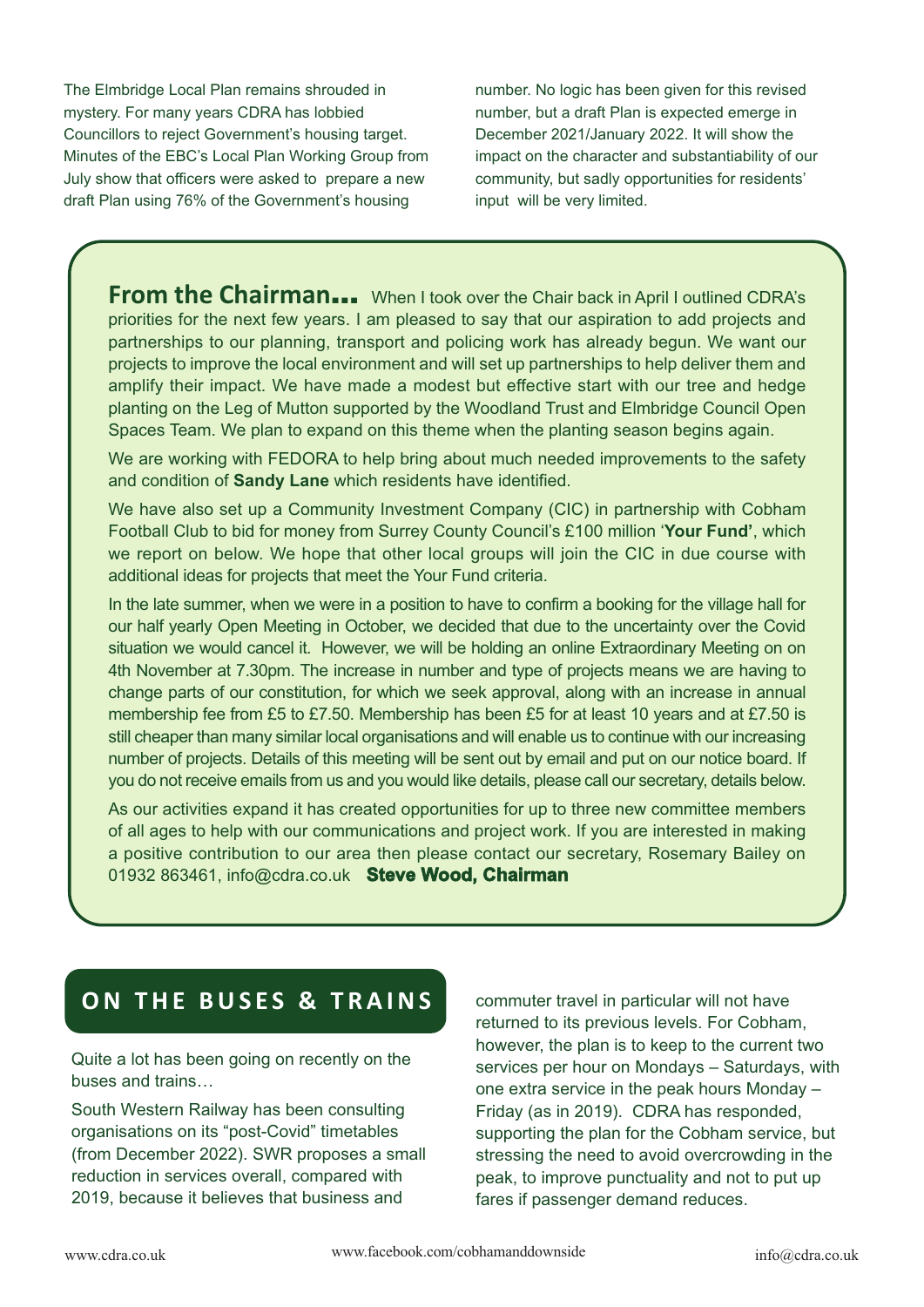The Elmbridge Local Plan remains shrouded in mystery. For many years CDRA has lobbied Councillors to reject Government's housing target. Minutes of the EBC's Local Plan Working Group from July show that officers were asked to prepare a new draft Plan using 76% of the Government's housing number. No logic has been given for this revised number, but a draft Plan is expected emerge in December 2021/January 2022. It will show the impact on the character and substantiability of our community, but sadly opportunities for residents' input will be very limited.

## From the Chairman…

When I took over the Chair back in April I outlined CDRA's priorities for the next few years. I am pleased to say that our aspiration to add projects and partnerships to our planning, transport and policing work has already begun. We want our projects to improve the local environment and will set up partnerships to help deliver them and amplify their impact. We have made a modest but effective start with our tree and hedge planting on the Leg of Mutton supported by the Woodland Trust and Elmbridge Council Open Spaces Team. We plan to expand on this theme when the planting season begins again.

We are working with FEDORA to help bring about much needed improvements to the safety and condition of **Sandy Lane** which residents have identified.

We have also set up a Community Investment Company (CIC) in partnership with Cobham Football Club to bid for money from Surrey County Council's £100 million '**Your Fund'**, which we report on below. We hope that other local groups will join the CIC in due course with additional ideas for projects that meet the Your Fund criteria.

In the late summer, when we were in a position to have to confirm a booking for the village hall for our half yearly Open Meeting in October, we decided that due to the uncertainty over the Covid situation we would cancel it. However, we will be holding an online Extraordinary Meeting on on 4th November at 7.30pm. The increase in number and type of projects means we are having to change parts of our constitution, for which we seek approval, along with an increase in annual membership fee from £5 to £7.50. Membership has been £5 for at least 10 years and at £7.50 is still cheaper than many similar local organisations and will enable us to continue with our increasing number of projects. Details of this meeting will be sent out by email and put on our notice board. If you do not receive emails from us and you would like details, please call our secretary, details below.

As our activities expand it has created opportunities for up to three new committee members of all ages to help with our communications and project work. If you are interested in making a positive contribution to our area then please contact our secretary, Rosemary Bailey on 01932 863461, info@cdra.co.uk **Steve Wood, Chairman**

## ON THE BUSES & TRAINS

Quite a lot has been going on recently on the buses and trains…

South Western Railway has been consulting organisations on its "post-Covid" timetables (from December 2022). SWR proposes a small reduction in services overall, compared with 2019, because it believes that business and commuter travel in particular will not have returned to its previous levels. For Cobham, however, the plan is to keep to the current two services per hour on Mondays – Saturdays, with one extra service in the peak hours Monday – Friday (as in 2019). CDRA has responded, supporting the plan for the Cobham service, but stressing the need to avoid overcrowding in the peak, to improve punctuality and not to put up fares if passenger demand reduces.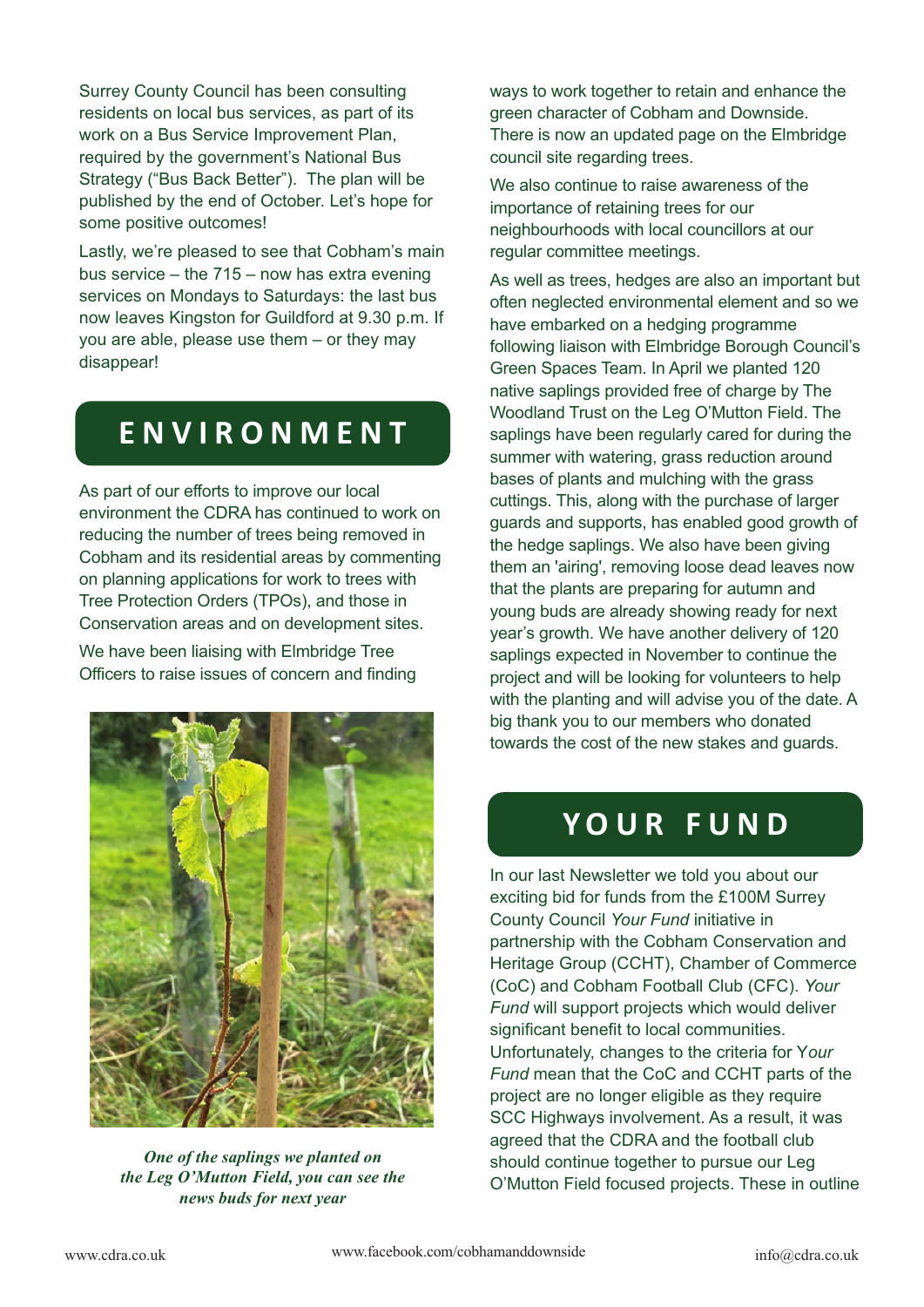Surrey County Council has been consulting residents on local bus services, as part of its work on a Bus Service Improvement Plan, required by the government's National Bus Strategy ("Bus Back Better"). The plan will be published by the end of October. Let's hope for some positive outcomes!

Lastly, we're pleased to see that Cobham's main bus service – the 715 – now has extra evening services on Mondays to Saturdays: the last bus now leaves Kingston for Guildford at 9.30 p.m. If you are able, please use them – or they may disappear!

## ENVIRONMENT

As part of our efforts to improve our local environment the CDRA has continued to work on reducing the number of trees being removed in Cobham and its residential areas by commenting on planning applications for work to trees with Tree Protection Orders (TPOs), and those in Conservation areas and on development sites.

We have been liaising with Elmbridge Tree Officers to raise issues of concern and finding ways to work together to retain and enhance the green character of Cobham and Downside. There is now an updated page on the Elmbridge council site regarding trees.

*One of the saplings we planted on the Leg O'Mutton Field, you can see the news buds for next year*

We also continue to raise awareness of the importance of retaining trees for our neighbourhoods with local councillors at our regular committee meetings.

As well as trees, hedges are also an important but often neglected environmental element and so we have embarked on a hedging programme following liaison with Elmbridge Borough Council's Green Spaces Team. In April we planted 120 native saplings provided free of charge by The Woodland Trust on the Leg O'Mutton Field. The saplings have been regularly cared for during the summer with watering, grass reduction around bases of plants and mulching with the grass cuttings. This, along with the purchase of larger guards and supports, has enabled good growth of the hedge saplings. We also have been giving them an 'airing', removing loose dead leaves now that the plants are preparing for autumn and young buds are already showing ready for next year's growth. We have another delivery of 120 saplings expected in November to continue the project and will be looking for volunteers to help with the planting and will advise you of the date. A big thank you to our members who donated towards the cost of the new stakes and guards.

## YOUR FUND

In our last Newsletter we told you about our exciting bid for funds from the £100M Surrey County Council *Your Fund* initiative in partnership with the Cobham Conservation and Heritage Group (CCHT), Chamber of Commerce (CoC) and Cobham Football Club (CFC). *Your Fund* will support projects which would deliver significant benefit to local communities. Unfortunately, changes to the criteria for *Your Fund* mean that the CoC and CCHT parts of the project are no longer eligible as they require SCC Highways involvement. As a result, it was agreed that the CDRA and the football club should continue together to pursue our Leg O'Mutton Field focused projects. These in outline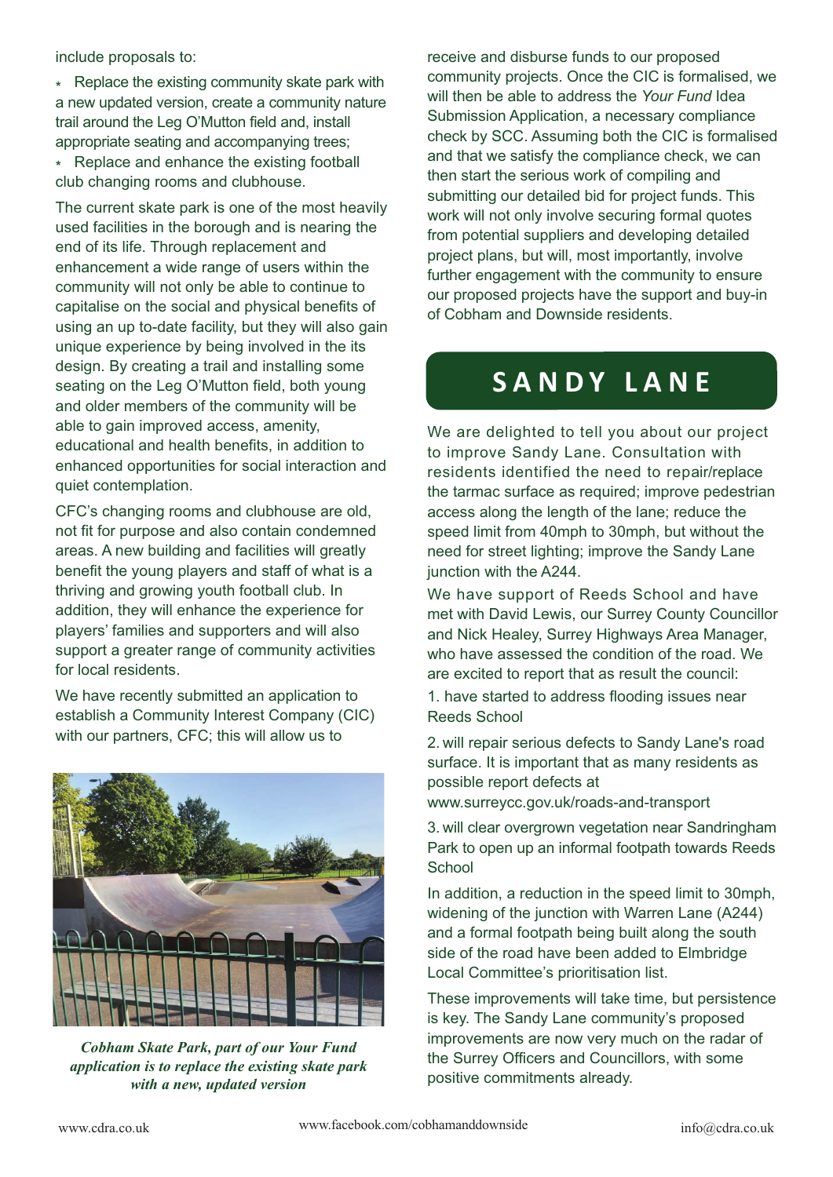include proposals to:

* Replace the existing community skate park with a new updated version, create a community nature trail around the Leg O'Mutton field and, install appropriate seating and accompanying trees;
* Replace and enhance the existing football club changing rooms and clubhouse.

The current skate park is one of the most heavily used facilities in the borough and is nearing the end of its life. Through replacement and enhancement a wide range of users within the community will not only be able to continue to capitalise on the social and physical benefits of using an up to-date facility, but they will also gain unique experience by being involved in the its design. By creating a trail and installing some seating on the Leg O'Mutton field, both young and older members of the community will be able to gain improved access, amenity, educational and health benefits, in addition to enhanced opportunities for social interaction and quiet contemplation.

CFC's changing rooms and clubhouse are old, not fit for purpose and also contain condemned areas. A new building and facilities will greatly benefit the young players and staff of what is a thriving and growing youth football club. In addition, they will enhance the experience for players' families and supporters and will also support a greater range of community activities for local residents.

We have recently submitted an application to establish a Community Interest Company (CIC) with our partners, CFC; this will allow us to receive and disburse funds to our proposed community projects. Once the CIC is formalised, we will then be able to address the *Your Fund* Idea Submission Application, a necessary compliance check by SCC. Assuming both the CIC is formalised and that we satisfy the compliance check, we can then start the serious work of compiling and submitting our detailed bid for project funds. This work will not only involve securing formal quotes from potential suppliers and developing detailed project plans, but will, most importantly, involve further engagement with the community to ensure our proposed projects have the support and buy-in of Cobham and Downside residents.

*Cobham Skate Park, part of our Your Fund application is to replace the existing skate park with a new, updated version*

## SANDY LANE

We are delighted to tell you about our project to improve Sandy Lane. Consultation with residents identified the need to repair/replace the tarmac surface as required; improve pedestrian access along the length of the lane; reduce the speed limit from 40mph to 30mph, but without the need for street lighting; improve the Sandy Lane junction with the A244.

We have support of Reeds School and have met with David Lewis, our Surrey County Councillor and Nick Healey, Surrey Highways Area Manager, who have assessed the condition of the road. We are excited to report that as result the council:

1. have started to address flooding issues near Reeds School

2. will repair serious defects to Sandy Lane's road surface. It is important that as many residents as possible report defects at www.surreycc.gov.uk/roads-and-transport

3. will clear overgrown vegetation near Sandringham Park to open up an informal footpath towards Reeds School

In addition, a reduction in the speed limit to 30mph, widening of the junction with Warren Lane (A244) and a formal footpath being built along the south side of the road have been added to Elmbridge Local Committee's prioritisation list.

These improvements will take time, but persistence is key. The Sandy Lane community's proposed improvements are now very much on the radar of the Surrey Officers and Councillors, with some positive commitments already.